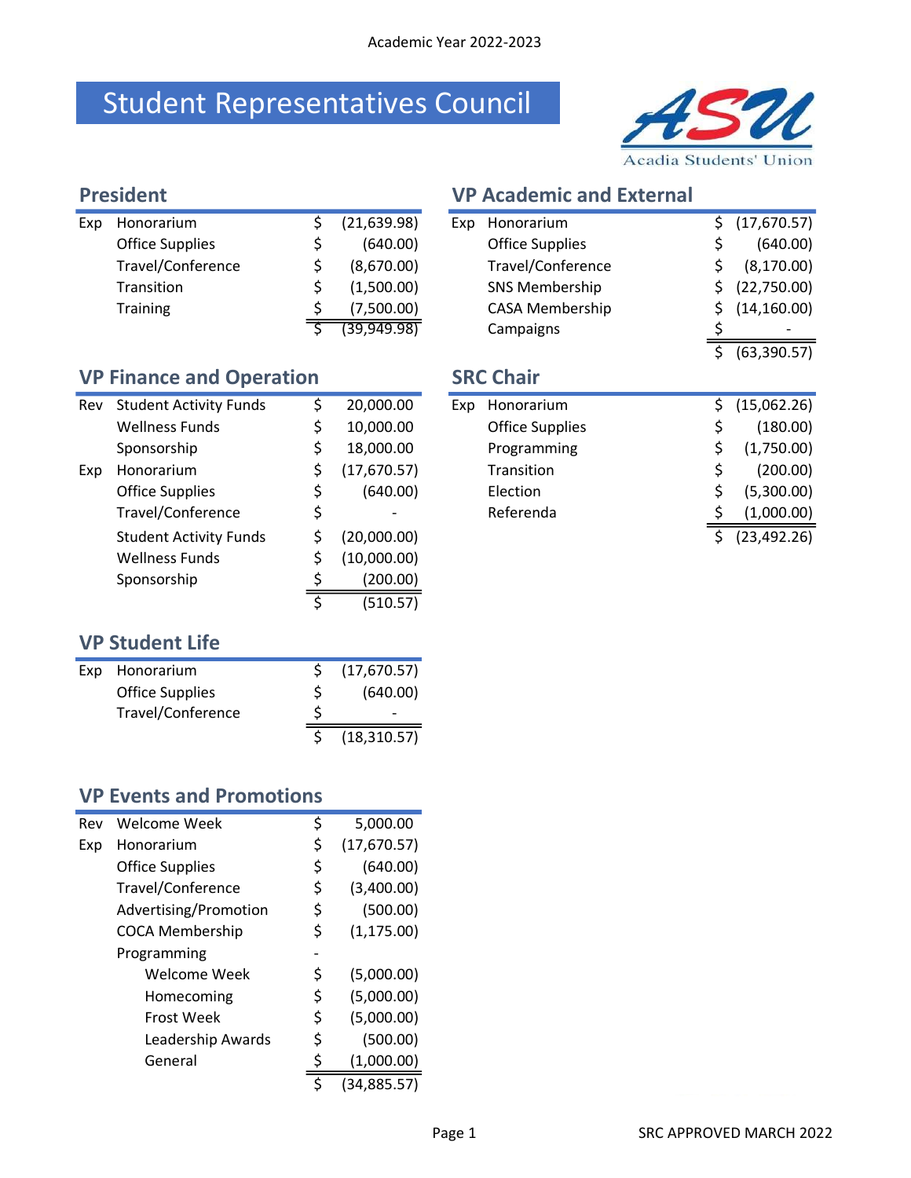Academic Year 2022-2023

# Student Representatives Council

Acadia Students' Union

## President

| | | | |
|---|---|---|---|
| Exp | Honorarium | $ | (21,639.98) |
| | Office Supplies | $ | (640.00) |
| | Travel/Conference | $ | (8,670.00) |
| | Transition | $ | (1,500.00) |
| | Training | $ | (7,500.00) |
| | | $ | (39,949.98) |

## VP Finance and Operation

| | | | |
|---|---|---|---|
| Rev | Student Activity Funds | $ | 20,000.00 |
| | Wellness Funds | $ | 10,000.00 |
| | Sponsorship | $ | 18,000.00 |
| Exp | Honorarium | $ | (17,670.57) |
| | Office Supplies | $ | (640.00) |
| | Travel/Conference | $ | - |
| | Student Activity Funds | $ | (20,000.00) |
| | Wellness Funds | $ | (10,000.00) |
| | Sponsorship | $ | (200.00) |
| | | $ | (510.57) |

## VP Student Life

| | | | |
|---|---|---|---|
| Exp | Honorarium | $ | (17,670.57) |
| | Office Supplies | $ | (640.00) |
| | Travel/Conference | $ | - |
| | | $ | (18,310.57) |

## VP Events and Promotions

| | | | |
|---|---|---|---|
| Rev | Welcome Week | $ | 5,000.00 |
| Exp | Honorarium | $ | (17,670.57) |
| | Office Supplies | $ | (640.00) |
| | Travel/Conference | $ | (3,400.00) |
| | Advertising/Promotion | $ | (500.00) |
| | COCA Membership | $ | (1,175.00) |
| | Programming | - | |
| | Welcome Week | $ | (5,000.00) |
| | Homecoming | $ | (5,000.00) |
| | Frost Week | $ | (5,000.00) |
| | Leadership Awards | $ | (500.00) |
| | General | $ | (1,000.00) |
| | | $ | (34,885.57) |

## VP Academic and External

| | | | |
|---|---|---|---|
| Exp | Honorarium | $ | (17,670.57) |
| | Office Supplies | $ | (640.00) |
| | Travel/Conference | $ | (8,170.00) |
| | SNS Membership | $ | (22,750.00) |
| | CASA Membership | $ | (14,160.00) |
| | Campaigns | $ | - |
| | | $ | (63,390.57) |

## SRC Chair

| | | | |
|---|---|---|---|
| Exp | Honorarium | $ | (15,062.26) |
| | Office Supplies | $ | (180.00) |
| | Programming | $ | (1,750.00) |
| | Transition | $ | (200.00) |
| | Election | $ | (5,300.00) |
| | Referenda | $ | (1,000.00) |
| | | $ | (23,492.26) |

SRC APPROVED MARCH 2022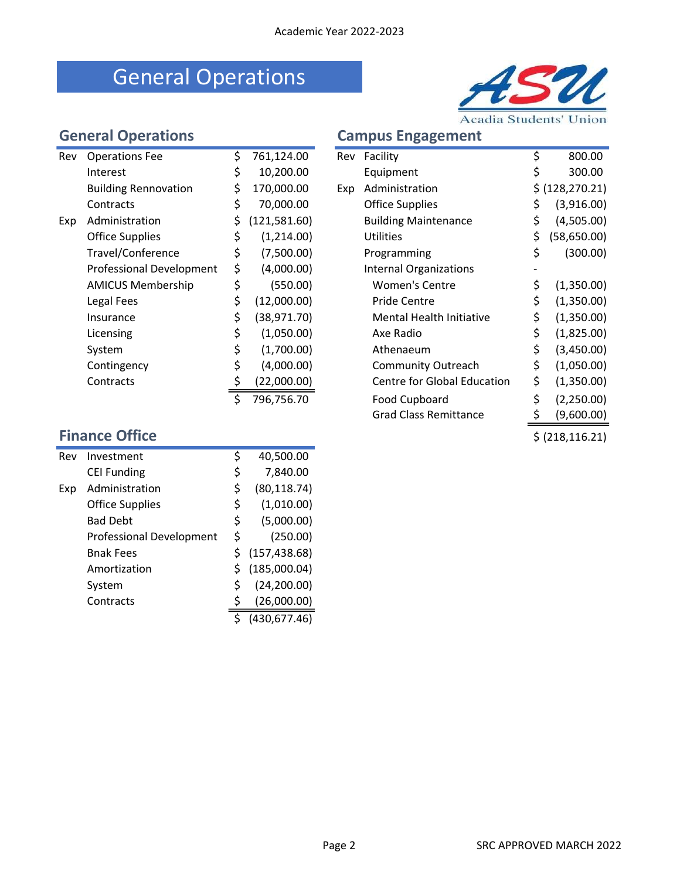Academic Year 2022-2023

# General Operations

Acadia Students' Union

## General Operations

| | | |
|---|---|---|
| Rev | Operations Fee | $ 761,124.00 |
| | Interest | $ 10,200.00 |
| | Building Rennovation | $ 170,000.00 |
| | Contracts | $ 70,000.00 |
| Exp | Administration | $ (121,581.60) |
| | Office Supplies | $ (1,214.00) |
| | Travel/Conference | $ (7,500.00) |
| | Professional Development | $ (4,000.00) |
| | AMICUS Membership | $ (550.00) |
| | Legal Fees | $ (12,000.00) |
| | Insurance | $ (38,971.70) |
| | Licensing | $ (1,050.00) |
| | System | $ (1,700.00) |
| | Contingency | $ (4,000.00) |
| | Contracts | $ (22,000.00) |
| | | $ 796,756.70 |

## Finance Office

| | | |
|---|---|---|
| Rev | Investment | $ 40,500.00 |
| | CEI Funding | $ 7,840.00 |
| Exp | Administration | $ (80,118.74) |
| | Office Supplies | $ (1,010.00) |
| | Bad Debt | $ (5,000.00) |
| | Professional Development | $ (250.00) |
| | Bnak Fees | $ (157,438.68) |
| | Amortization | $ (185,000.04) |
| | System | $ (24,200.00) |
| | Contracts | $ (26,000.00) |
| | | $ (430,677.46) |

## Campus Engagement

| | | |
|---|---|---|
| Rev | Facility | $ 800.00 |
| | Equipment | $ 300.00 |
| Exp | Administration | $ (128,270.21) |
| | Office Supplies | $ (3,916.00) |
| | Building Maintenance | $ (4,505.00) |
| | Utilities | $ (58,650.00) |
| | Programming | $ (300.00) |
| | Internal Organizations | - |
| | Women's Centre | $ (1,350.00) |
| | Pride Centre | $ (1,350.00) |
| | Mental Health Initiative | $ (1,350.00) |
| | Axe Radio | $ (1,825.00) |
| | Athenaeum | $ (3,450.00) |
| | Community Outreach | $ (1,050.00) |
| | Centre for Global Education | $ (1,350.00) |
| | Food Cupboard | $ (2,250.00) |
| | Grad Class Remittance | $ (9,600.00) |
| | | $ (218,116.21) |

SRC APPROVED MARCH 2022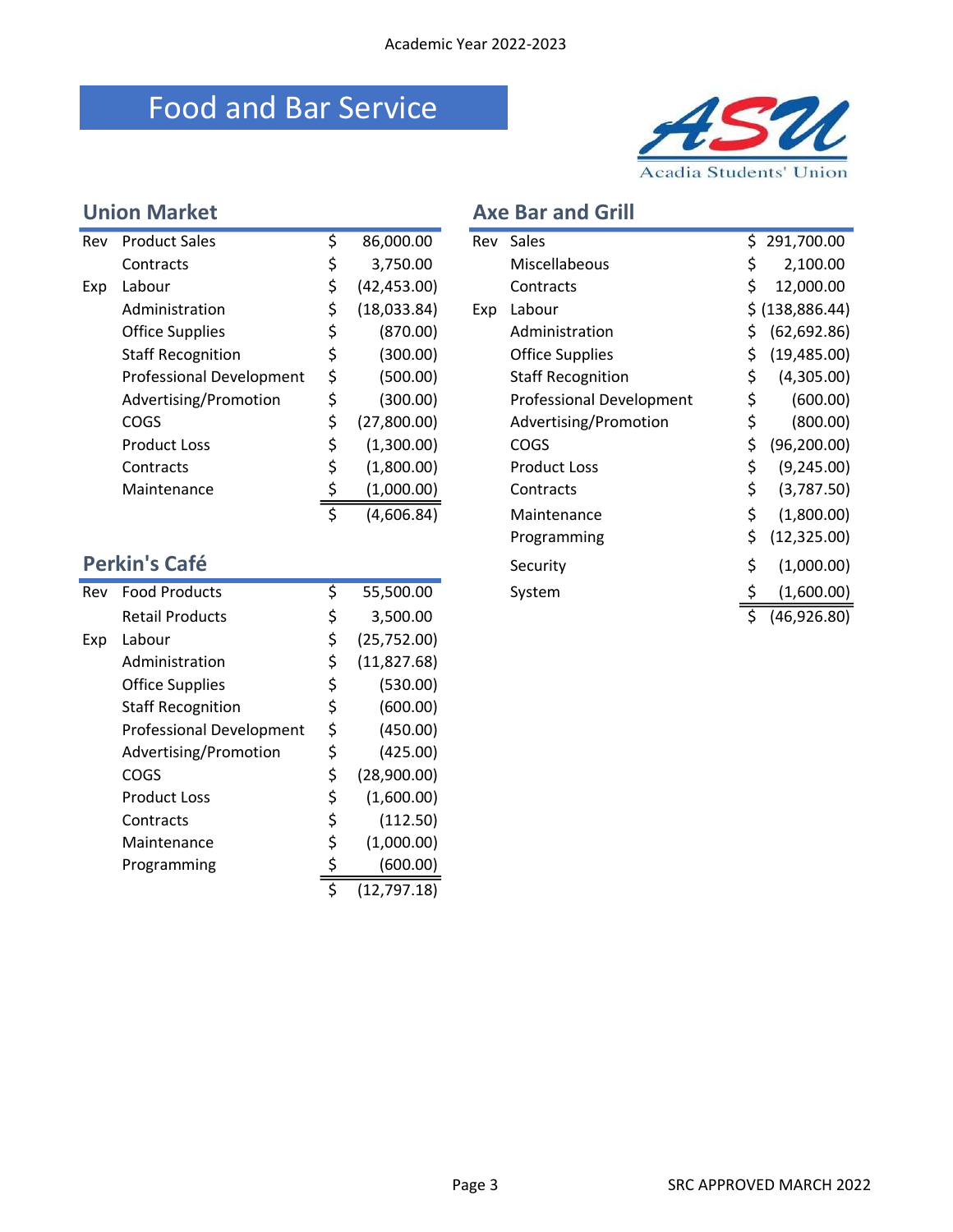Academic Year 2022-2023

# Food and Bar Service

## Union Market

| | | |
|---|---|---|
| Rev | Product Sales | $ 86,000.00 |
| | Contracts | $ 3,750.00 |
| Exp | Labour | $ (42,453.00) |
| | Administration | $ (18,033.84) |
| | Office Supplies | $ (870.00) |
| | Staff Recognition | $ (300.00) |
| | Professional Development | $ (500.00) |
| | Advertising/Promotion | $ (300.00) |
| | COGS | $ (27,800.00) |
| | Product Loss | $ (1,300.00) |
| | Contracts | $ (1,800.00) |
| | Maintenance | $ (1,000.00) |
| | | $ (4,606.84) |

## Perkin's Café

| | | |
|---|---|---|
| Rev | Food Products | $ 55,500.00 |
| | Retail Products | $ 3,500.00 |
| Exp | Labour | $ (25,752.00) |
| | Administration | $ (11,827.68) |
| | Office Supplies | $ (530.00) |
| | Staff Recognition | $ (600.00) |
| | Professional Development | $ (450.00) |
| | Advertising/Promotion | $ (425.00) |
| | COGS | $ (28,900.00) |
| | Product Loss | $ (1,600.00) |
| | Contracts | $ (112.50) |
| | Maintenance | $ (1,000.00) |
| | Programming | $ (600.00) |
| | | $ (12,797.18) |

## Axe Bar and Grill

| | | |
|---|---|---|
| Rev | Sales | $ 291,700.00 |
| | Miscellabeous | $ 2,100.00 |
| | Contracts | $ 12,000.00 |
| Exp | Labour | $ (138,886.44) |
| | Administration | $ (62,692.86) |
| | Office Supplies | $ (19,485.00) |
| | Staff Recognition | $ (4,305.00) |
| | Professional Development | $ (600.00) |
| | Advertising/Promotion | $ (800.00) |
| | COGS | $ (96,200.00) |
| | Product Loss | $ (9,245.00) |
| | Contracts | $ (3,787.50) |
| | Maintenance | $ (1,800.00) |
| | Programming | $ (12,325.00) |
| | Security | $ (1,000.00) |
| | System | $ (1,600.00) |
| | | $ (46,926.80) |

SRC APPROVED MARCH 2022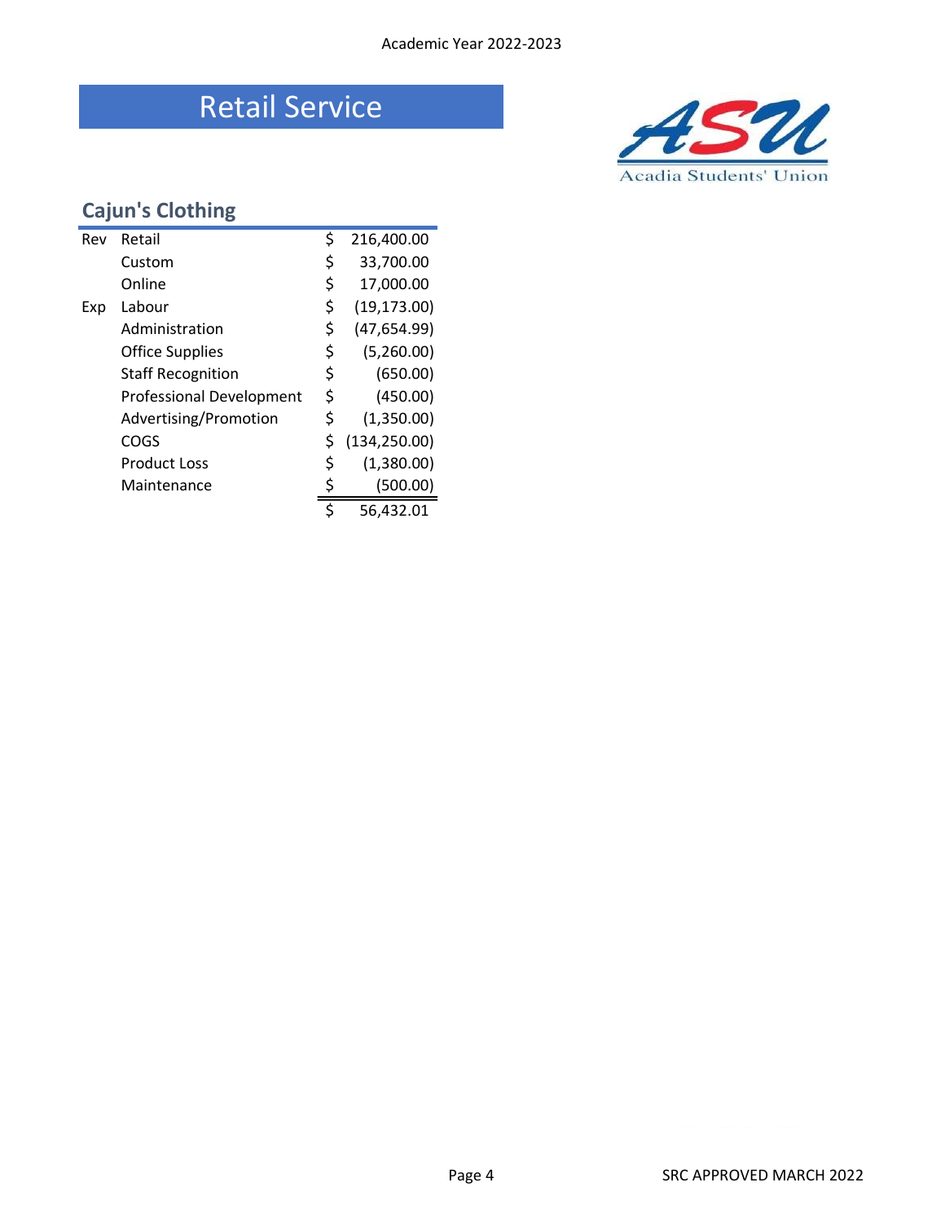# Retail Service

## Cajun's Clothing

| | | |
|---|---|---|
| Rev | Retail | $ 216,400.00 |
| | Custom | $ 33,700.00 |
| | Online | $ 17,000.00 |
| Exp | Labour | $ (19,173.00) |
| | Administration | $ (47,654.99) |
| | Office Supplies | $ (5,260.00) |
| | Staff Recognition | $ (650.00) |
| | Professional Development | $ (450.00) |
| | Advertising/Promotion | $ (1,350.00) |
| | COGS | $ (134,250.00) |
| | Product Loss | $ (1,380.00) |
| | Maintenance | $ (500.00) |
| | | $ 56,432.01 |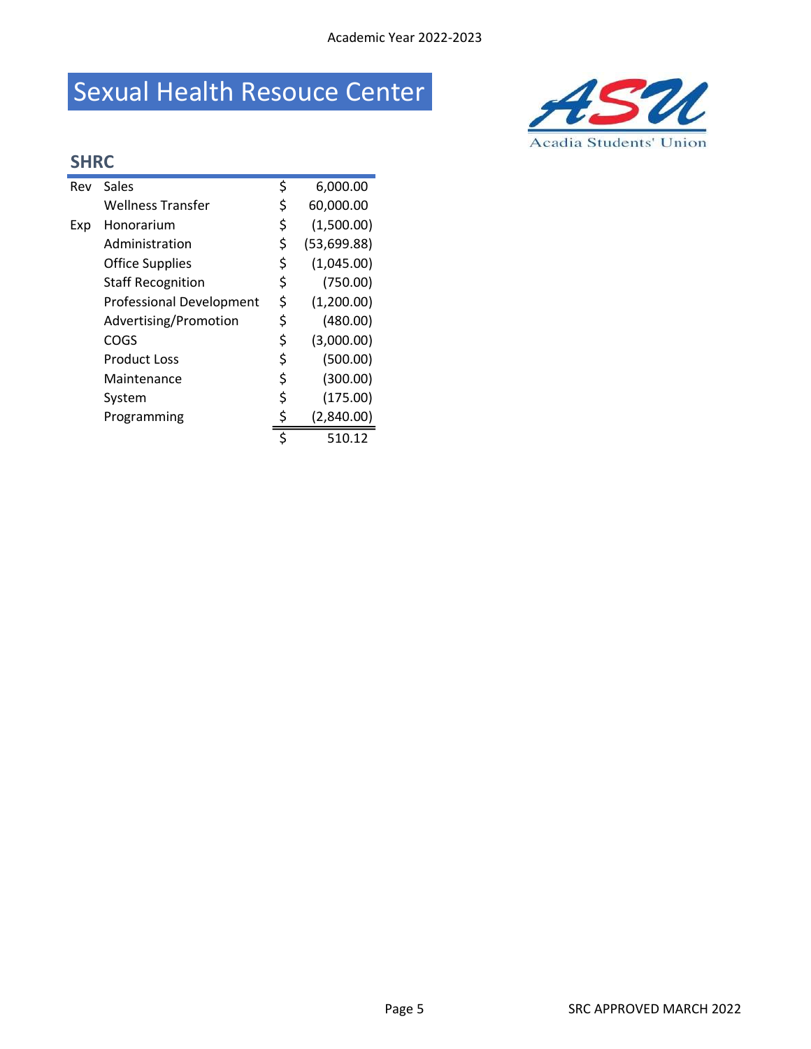Academic Year 2022-2023

# Sexual Health Resouce Center

Acadia Students' Union

## SHRC

| | | | |
|---|---|---|---|
| Rev | Sales | $ | 6,000.00 |
| | Wellness Transfer | $ | 60,000.00 |
| Exp | Honorarium | $ | (1,500.00) |
| | Administration | $ | (53,699.88) |
| | Office Supplies | $ | (1,045.00) |
| | Staff Recognition | $ | (750.00) |
| | Professional Development | $ | (1,200.00) |
| | Advertising/Promotion | $ | (480.00) |
| | COGS | $ | (3,000.00) |
| | Product Loss | $ | (500.00) |
| | Maintenance | $ | (300.00) |
| | System | $ | (175.00) |
| | Programming | $ | (2,840.00) |
| | | $ | 510.12 |

SRC APPROVED MARCH 2022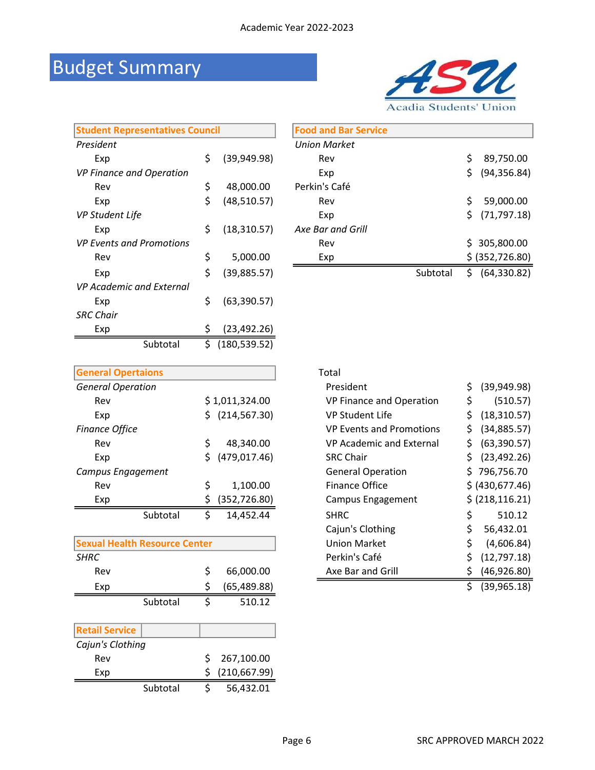Academic Year 2022-2023

# Budget Summary

Acadia Students' Union

| Student Representatives Council | | |
|---|---|---|
| *President* | | |
| Exp | $ | (39,949.98) |
| *VP Finance and Operation* | | |
| Rev | $ | 48,000.00 |
| Exp | $ | (48,510.57) |
| *VP Student Life* | | |
| Exp | $ | (18,310.57) |
| *VP Events and Promotions* | | |
| Rev | $ | 5,000.00 |
| Exp | $ | (39,885.57) |
| *VP Academic and External* | | |
| Exp | $ | (63,390.57) |
| *SRC Chair* | | |
| Exp | $ | (23,492.26) |
| Subtotal | $ | (180,539.52) |

| General Opertaions | | |
|---|---|---|
| *General Operation* | | |
| Rev | $ | 1,011,324.00 |
| Exp | $ | (214,567.30) |
| *Finance Office* | | |
| Rev | $ | 48,340.00 |
| Exp | $ | (479,017.46) |
| *Campus Engagement* | | |
| Rev | $ | 1,100.00 |
| Exp | $ | (352,726.80) |
| Subtotal | $ | 14,452.44 |

| Sexual Health Resource Center | | |
|---|---|---|
| *SHRC* | | |
| Rev | $ | 66,000.00 |
| Exp | $ | (65,489.88) |
| Subtotal | $ | 510.12 |

| Retail Service | | |
|---|---|---|
| *Cajun's Clothing* | | |
| Rev | $ | 267,100.00 |
| Exp | $ | (210,667.99) |
| Subtotal | $ | 56,432.01 |

| Food and Bar Service | | |
|---|---|---|
| *Union Market* | | |
| Rev | $ | 89,750.00 |
| Exp | $ | (94,356.84) |
| Perkin's Café | | |
| Rev | $ | 59,000.00 |
| Exp | $ | (71,797.18) |
| *Axe Bar and Grill* | | |
| Rev | $ | 305,800.00 |
| Exp | $ | (352,726.80) |
| Subtotal | $ | (64,330.82) |

| Total | | |
|---|---|---|
| President | $ | (39,949.98) |
| VP Finance and Operation | $ | (510.57) |
| VP Student Life | $ | (18,310.57) |
| VP Events and Promotions | $ | (34,885.57) |
| VP Academic and External | $ | (63,390.57) |
| SRC Chair | $ | (23,492.26) |
| General Operation | $ | 796,756.70 |
| Finance Office | $ | (430,677.46) |
| Campus Engagement | $ | (218,116.21) |
| SHRC | $ | 510.12 |
| Cajun's Clothing | $ | 56,432.01 |
| Union Market | $ | (4,606.84) |
| Perkin's Café | $ | (12,797.18) |
| Axe Bar and Grill | $ | (46,926.80) |
| | $ | (39,965.18) |

SRC APPROVED MARCH 2022